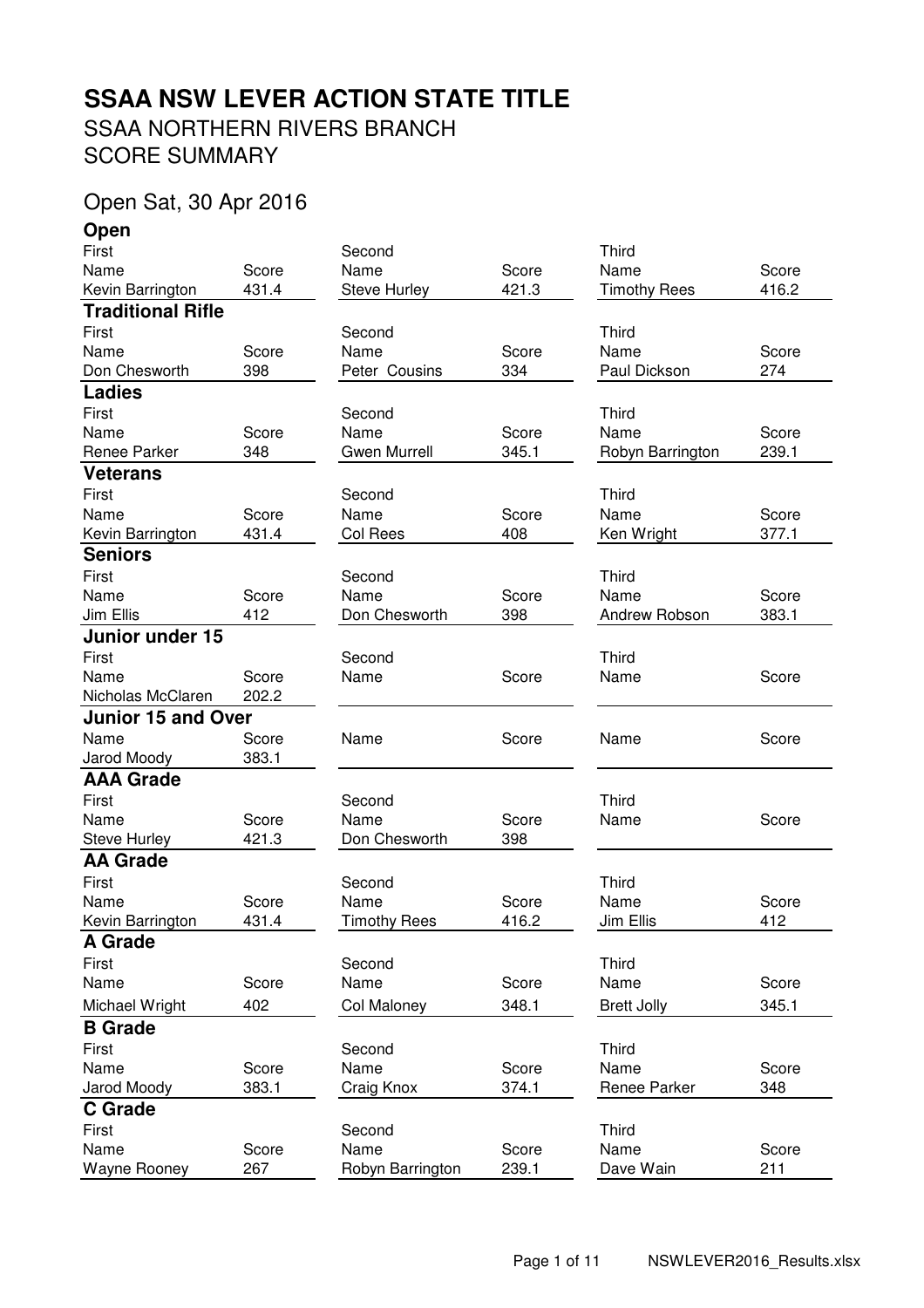# SSAA NSW LEVER ACTION STATE TITLE

SSAA NORTHERN RIVERS BRANCH

SCORE SUMMARY

Open Sat, 30 Apr 2016

## Open

| First | | Second | | Third | |
|---|---|---|---|---|---|
| Name | Score | Name | Score | Name | Score |
| Kevin Barrington | 431.4 | Steve Hurley | 421.3 | Timothy Rees | 416.2 |

## Traditional Rifle

| First | | Second | | Third | |
|---|---|---|---|---|---|
| Name | Score | Name | Score | Name | Score |
| Don Chesworth | 398 | Peter Cousins | 334 | Paul Dickson | 274 |

## Ladies

| First | | Second | | Third | |
|---|---|---|---|---|---|
| Name | Score | Name | Score | Name | Score |
| Renee Parker | 348 | Gwen Murrell | 345.1 | Robyn Barrington | 239.1 |

## Veterans

| First | | Second | | Third | |
|---|---|---|---|---|---|
| Name | Score | Name | Score | Name | Score |
| Kevin Barrington | 431.4 | Col Rees | 408 | Ken Wright | 377.1 |

## Seniors

| First | | Second | | Third | |
|---|---|---|---|---|---|
| Name | Score | Name | Score | Name | Score |
| Jim Ellis | 412 | Don Chesworth | 398 | Andrew Robson | 383.1 |

## Junior under 15

| First | | Second | | Third | |
|---|---|---|---|---|---|
| Name | Score | Name | Score | Name | Score |
| Nicholas McClaren | 202.2 | | | | |

## Junior 15 and Over

| Name | Score | Name | Score | Name | Score |
|---|---|---|---|---|---|
| Jarod Moody | 383.1 | | | | |

## AAA Grade

| First | | Second | | Third | |
|---|---|---|---|---|---|
| Name | Score | Name | Score | Name | Score |
| Steve Hurley | 421.3 | Don Chesworth | 398 | | |

## AA Grade

| First | | Second | | Third | |
|---|---|---|---|---|---|
| Name | Score | Name | Score | Name | Score |
| Kevin Barrington | 431.4 | Timothy Rees | 416.2 | Jim Ellis | 412 |

## A Grade

| First | | Second | | Third | |
|---|---|---|---|---|---|
| Name | Score | Name | Score | Name | Score |
| Michael Wright | 402 | Col Maloney | 348.1 | Brett Jolly | 345.1 |

## B Grade

| First | | Second | | Third | |
|---|---|---|---|---|---|
| Name | Score | Name | Score | Name | Score |
| Jarod Moody | 383.1 | Craig Knox | 374.1 | Renee Parker | 348 |

## C Grade

| First | | Second | | Third | |
|---|---|---|---|---|---|
| Name | Score | Name | Score | Name | Score |
| Wayne Rooney | 267 | Robyn Barrington | 239.1 | Dave Wain | 211 |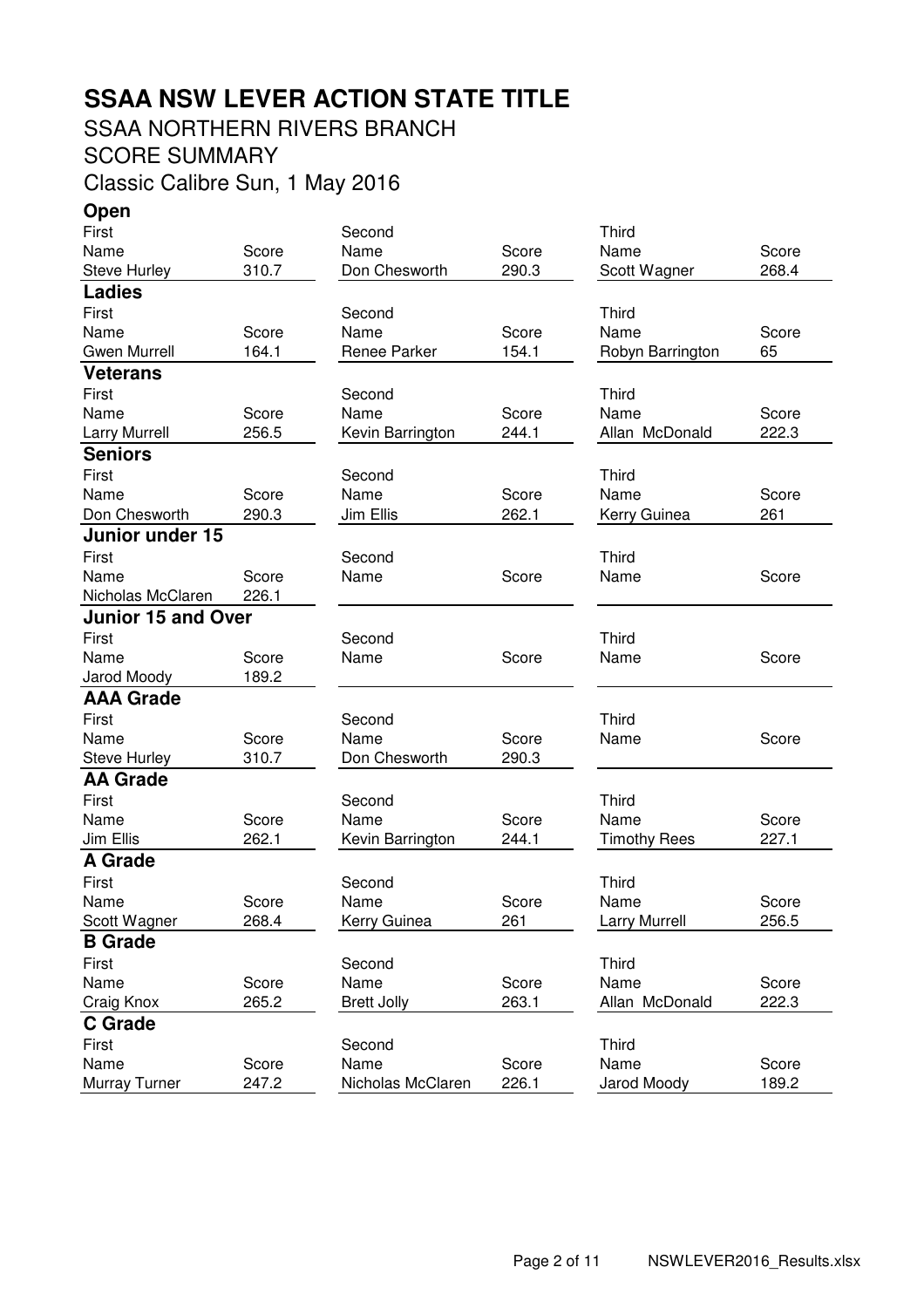# SSAA NSW LEVER ACTION STATE TITLE

SSAA NORTHERN RIVERS BRANCH

SCORE SUMMARY

Classic Calibre Sun, 1 May 2016

## Open

| First | | Second | | Third | |
|---|---|---|---|---|---|
| Name | Score | Name | Score | Name | Score |
| Steve Hurley | 310.7 | Don Chesworth | 290.3 | Scott Wagner | 268.4 |

## Ladies

| First | | Second | | Third | |
|---|---|---|---|---|---|
| Name | Score | Name | Score | Name | Score |
| Gwen Murrell | 164.1 | Renee Parker | 154.1 | Robyn Barrington | 65 |

## Veterans

| First | | Second | | Third | |
|---|---|---|---|---|---|
| Name | Score | Name | Score | Name | Score |
| Larry Murrell | 256.5 | Kevin Barrington | 244.1 | Allan McDonald | 222.3 |

## Seniors

| First | | Second | | Third | |
|---|---|---|---|---|---|
| Name | Score | Name | Score | Name | Score |
| Don Chesworth | 290.3 | Jim Ellis | 262.1 | Kerry Guinea | 261 |

## Junior under 15

| First | | Second | | Third | |
|---|---|---|---|---|---|
| Name | Score | Name | Score | Name | Score |
| Nicholas McClaren | 226.1 | | | | |

## Junior 15 and Over

| First | | Second | | Third | |
|---|---|---|---|---|---|
| Name | Score | Name | Score | Name | Score |
| Jarod Moody | 189.2 | | | | |

## AAA Grade

| First | | Second | | Third | |
|---|---|---|---|---|---|
| Name | Score | Name | Score | Name | Score |
| Steve Hurley | 310.7 | Don Chesworth | 290.3 | | |

## AA Grade

| First | | Second | | Third | |
|---|---|---|---|---|---|
| Name | Score | Name | Score | Name | Score |
| Jim Ellis | 262.1 | Kevin Barrington | 244.1 | Timothy Rees | 227.1 |

## A Grade

| First | | Second | | Third | |
|---|---|---|---|---|---|
| Name | Score | Name | Score | Name | Score |
| Scott Wagner | 268.4 | Kerry Guinea | 261 | Larry Murrell | 256.5 |

## B Grade

| First | | Second | | Third | |
|---|---|---|---|---|---|
| Name | Score | Name | Score | Name | Score |
| Craig Knox | 265.2 | Brett Jolly | 263.1 | Allan McDonald | 222.3 |

## C Grade

| First | | Second | | Third | |
|---|---|---|---|---|---|
| Name | Score | Name | Score | Name | Score |
| Murray Turner | 247.2 | Nicholas McClaren | 226.1 | Jarod Moody | 189.2 |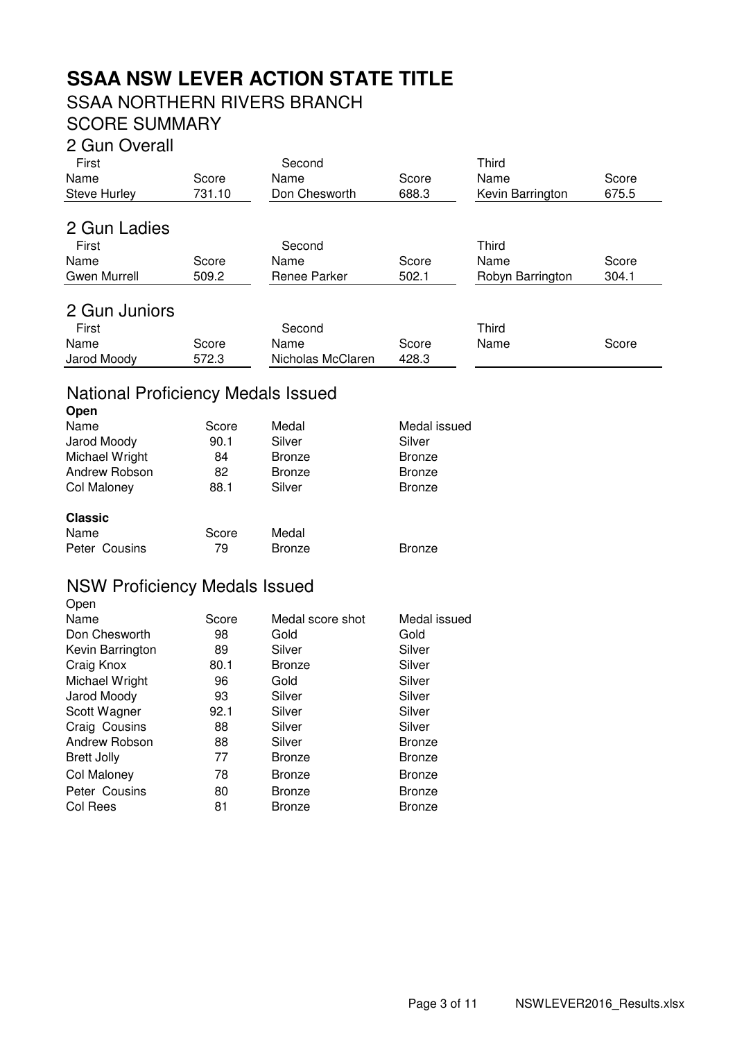# SSAA NSW LEVER ACTION STATE TITLE

## SSAA NORTHERN RIVERS BRANCH

## SCORE SUMMARY

### 2 Gun Overall

| First | | Second | | Third | |
|---|---|---|---|---|---|
| Name | Score | Name | Score | Name | Score |
| Steve Hurley | 731.10 | Don Chesworth | 688.3 | Kevin Barrington | 675.5 |

### 2 Gun Ladies

| First | | Second | | Third | |
|---|---|---|---|---|---|
| Name | Score | Name | Score | Name | Score |
| Gwen Murrell | 509.2 | Renee Parker | 502.1 | Robyn Barrington | 304.1 |

### 2 Gun Juniors

| First | | Second | | Third | |
|---|---|---|---|---|---|
| Name | Score | Name | Score | Name | Score |
| Jarod Moody | 572.3 | Nicholas McClaren | 428.3 | | |

## National Proficiency Medals Issued

**Open**

| Name | Score | Medal | Medal issued |
|---|---|---|---|
| Jarod Moody | 90.1 | Silver | Silver |
| Michael Wright | 84 | Bronze | Bronze |
| Andrew Robson | 82 | Bronze | Bronze |
| Col Maloney | 88.1 | Silver | Bronze |

**Classic**

| Name | Score | Medal | |
|---|---|---|---|
| Peter Cousins | 79 | Bronze | Bronze |

## NSW Proficiency Medals Issued

Open

| Name | Score | Medal score shot | Medal issued |
|---|---|---|---|
| Don Chesworth | 98 | Gold | Gold |
| Kevin Barrington | 89 | Silver | Silver |
| Craig Knox | 80.1 | Bronze | Silver |
| Michael Wright | 96 | Gold | Silver |
| Jarod Moody | 93 | Silver | Silver |
| Scott Wagner | 92.1 | Silver | Silver |
| Craig Cousins | 88 | Silver | Silver |
| Andrew Robson | 88 | Silver | Bronze |
| Brett Jolly | 77 | Bronze | Bronze |
| Col Maloney | 78 | Bronze | Bronze |
| Peter Cousins | 80 | Bronze | Bronze |
| Col Rees | 81 | Bronze | Bronze |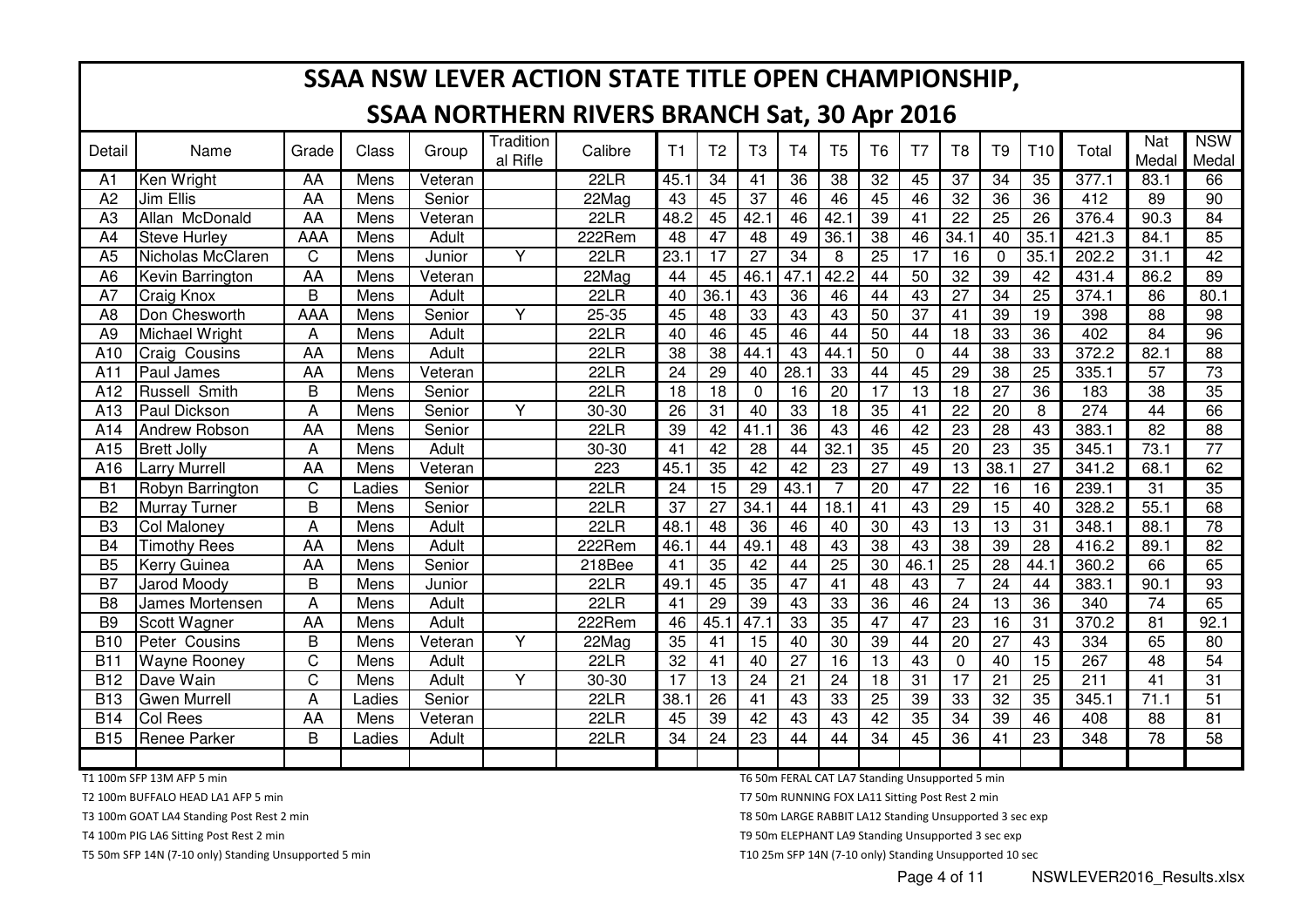# SSAA NSW LEVER ACTION STATE TITLE OPEN CHAMPIONSHIP,

## SSAA NORTHERN RIVERS BRANCH Sat, 30 Apr 2016

| Detail | Name | Grade | Class | Group | Traditional Rifle | Calibre | T1 | T2 | T3 | T4 | T5 | T6 | T7 | T8 | T9 | T10 | Total | Nat Medal | NSW Medal |
|---|---|---|---|---|---|---|---|---|---|---|---|---|---|---|---|---|---|---|---|
| A1 | Ken Wright | AA | Mens | Veteran | | 22LR | 45.1 | 34 | 41 | 36 | 38 | 32 | 45 | 37 | 34 | 35 | 377.1 | 83.1 | 66 |
| A2 | Jim Ellis | AA | Mens | Senior | | 22Mag | 43 | 45 | 37 | 46 | 46 | 45 | 46 | 32 | 36 | 36 | 412 | 89 | 90 |
| A3 | Allan McDonald | AA | Mens | Veteran | | 22LR | 48.2 | 45 | 42.1 | 46 | 42.1 | 39 | 41 | 22 | 25 | 26 | 376.4 | 90.3 | 84 |
| A4 | Steve Hurley | AAA | Mens | Adult | | 222Rem | 48 | 47 | 48 | 49 | 36.1 | 38 | 46 | 34.1 | 40 | 35.1 | 421.3 | 84.1 | 85 |
| A5 | Nicholas McClaren | C | Mens | Junior | Y | 22LR | 23.1 | 17 | 27 | 34 | 8 | 25 | 17 | 16 | 0 | 35.1 | 202.2 | 31.1 | 42 |
| A6 | Kevin Barrington | AA | Mens | Veteran | | 22Mag | 44 | 45 | 46.1 | 47.1 | 42.2 | 44 | 50 | 32 | 39 | 42 | 431.4 | 86.2 | 89 |
| A7 | Craig Knox | B | Mens | Adult | | 22LR | 40 | 36.1 | 43 | 36 | 46 | 44 | 43 | 27 | 34 | 25 | 374.1 | 86 | 80.1 |
| A8 | Don Chesworth | AAA | Mens | Senior | Y | 25-35 | 45 | 48 | 33 | 43 | 43 | 50 | 37 | 41 | 39 | 19 | 398 | 88 | 98 |
| A9 | Michael Wright | A | Mens | Adult | | 22LR | 40 | 46 | 45 | 46 | 44 | 50 | 44 | 18 | 33 | 36 | 402 | 84 | 96 |
| A10 | Craig Cousins | AA | Mens | Adult | | 22LR | 38 | 38 | 44.1 | 43 | 44.1 | 50 | 0 | 44 | 38 | 33 | 372.2 | 82.1 | 88 |
| A11 | Paul James | AA | Mens | Veteran | | 22LR | 24 | 29 | 40 | 28.1 | 33 | 44 | 45 | 29 | 38 | 25 | 335.1 | 57 | 73 |
| A12 | Russell Smith | B | Mens | Senior | | 22LR | 18 | 18 | 0 | 16 | 20 | 17 | 13 | 18 | 27 | 36 | 183 | 38 | 35 |
| A13 | Paul Dickson | A | Mens | Senior | Y | 30-30 | 26 | 31 | 40 | 33 | 18 | 35 | 41 | 22 | 20 | 8 | 274 | 44 | 66 |
| A14 | Andrew Robson | AA | Mens | Senior | | 22LR | 39 | 42 | 41.1 | 36 | 43 | 46 | 42 | 23 | 28 | 43 | 383.1 | 82 | 88 |
| A15 | Brett Jolly | A | Mens | Adult | | 30-30 | 41 | 42 | 28 | 44 | 32.1 | 35 | 45 | 20 | 23 | 35 | 345.1 | 73.1 | 77 |
| A16 | Larry Murrell | AA | Mens | Veteran | | 223 | 45.1 | 35 | 42 | 42 | 23 | 27 | 49 | 13 | 38.1 | 27 | 341.2 | 68.1 | 62 |
| B1 | Robyn Barrington | C | Ladies | Senior | | 22LR | 24 | 15 | 29 | 43.1 | 7 | 20 | 47 | 22 | 16 | 16 | 239.1 | 31 | 35 |
| B2 | Murray Turner | B | Mens | Senior | | 22LR | 37 | 27 | 34.1 | 44 | 18.1 | 41 | 43 | 29 | 15 | 40 | 328.2 | 55.1 | 68 |
| B3 | Col Maloney | A | Mens | Adult | | 22LR | 48.1 | 48 | 36 | 46 | 40 | 30 | 43 | 13 | 13 | 31 | 348.1 | 88.1 | 78 |
| B4 | Timothy Rees | AA | Mens | Adult | | 222Rem | 46.1 | 44 | 49.1 | 48 | 43 | 38 | 43 | 38 | 39 | 28 | 416.2 | 89.1 | 82 |
| B5 | Kerry Guinea | AA | Mens | Senior | | 218Bee | 41 | 35 | 42 | 44 | 25 | 30 | 46.1 | 25 | 28 | 44.1 | 360.2 | 66 | 65 |
| B7 | Jarod Moody | B | Mens | Junior | | 22LR | 49.1 | 45 | 35 | 47 | 41 | 48 | 43 | 7 | 24 | 44 | 383.1 | 90.1 | 93 |
| B8 | James Mortensen | A | Mens | Adult | | 22LR | 41 | 29 | 39 | 43 | 33 | 36 | 46 | 24 | 13 | 36 | 340 | 74 | 65 |
| B9 | Scott Wagner | AA | Mens | Adult | | 222Rem | 46 | 45.1 | 47.1 | 33 | 35 | 47 | 47 | 23 | 16 | 31 | 370.2 | 81 | 92.1 |
| B10 | Peter Cousins | B | Mens | Veteran | Y | 22Mag | 35 | 41 | 15 | 40 | 30 | 39 | 44 | 20 | 27 | 43 | 334 | 65 | 80 |
| B11 | Wayne Rooney | C | Mens | Adult | | 22LR | 32 | 41 | 40 | 27 | 16 | 13 | 43 | 0 | 40 | 15 | 267 | 48 | 54 |
| B12 | Dave Wain | C | Mens | Adult | Y | 30-30 | 17 | 13 | 24 | 21 | 24 | 18 | 31 | 17 | 21 | 25 | 211 | 41 | 31 |
| B13 | Gwen Murrell | A | Ladies | Senior | | 22LR | 38.1 | 26 | 41 | 43 | 33 | 25 | 39 | 33 | 32 | 35 | 345.1 | 71.1 | 51 |
| B14 | Col Rees | AA | Mens | Veteran | | 22LR | 45 | 39 | 42 | 43 | 43 | 42 | 35 | 34 | 39 | 46 | 408 | 88 | 81 |
| B15 | Renee Parker | B | Ladies | Adult | | 22LR | 34 | 24 | 23 | 44 | 44 | 34 | 45 | 36 | 41 | 23 | 348 | 78 | 58 |

T1 100m SFP 13M AFP 5 min

T2 100m BUFFALO HEAD LA1 AFP 5 min

T3 100m GOAT LA4 Standing Post Rest 2 min

T4 100m PIG LA6 Sitting Post Rest 2 min

T5 50m SFP 14N (7-10 only) Standing Unsupported 5 min

T6 50m FERAL CAT LA7 Standing Unsupported 5 min

T7 50m RUNNING FOX LA11 Sitting Post Rest 2 min

T8 50m LARGE RABBIT LA12 Standing Unsupported 3 sec exp

T9 50m ELEPHANT LA9 Standing Unsupported 3 sec exp

T10 25m SFP 14N (7-10 only) Standing Unsupported 10 sec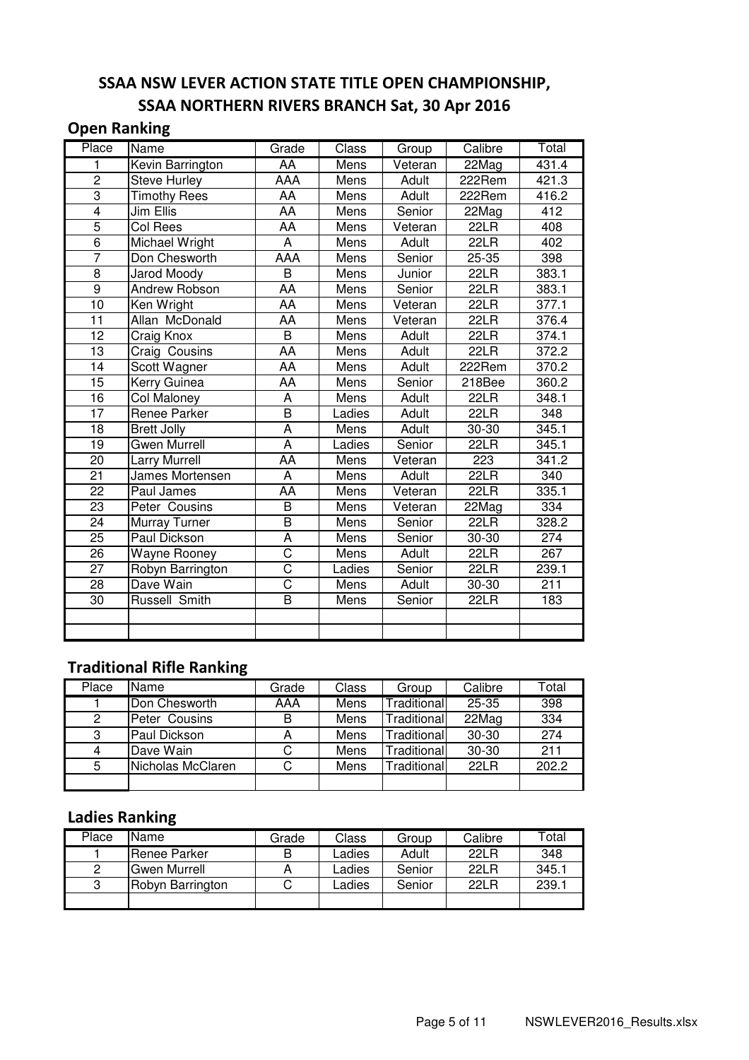# SSAA NSW LEVER ACTION STATE TITLE OPEN CHAMPIONSHIP,
# SSAA NORTHERN RIVERS BRANCH Sat, 30 Apr 2016

## Open Ranking

| Place | Name | Grade | Class | Group | Calibre | Total |
|---|---|---|---|---|---|---|
| 1 | Kevin Barrington | AA | Mens | Veteran | 22Mag | 431.4 |
| 2 | Steve Hurley | AAA | Mens | Adult | 222Rem | 421.3 |
| 3 | Timothy Rees | AA | Mens | Adult | 222Rem | 416.2 |
| 4 | Jim Ellis | AA | Mens | Senior | 22Mag | 412 |
| 5 | Col Rees | AA | Mens | Veteran | 22LR | 408 |
| 6 | Michael Wright | A | Mens | Adult | 22LR | 402 |
| 7 | Don Chesworth | AAA | Mens | Senior | 25-35 | 398 |
| 8 | Jarod Moody | B | Mens | Junior | 22LR | 383.1 |
| 9 | Andrew Robson | AA | Mens | Senior | 22LR | 383.1 |
| 10 | Ken Wright | AA | Mens | Veteran | 22LR | 377.1 |
| 11 | Allan McDonald | AA | Mens | Veteran | 22LR | 376.4 |
| 12 | Craig Knox | B | Mens | Adult | 22LR | 374.1 |
| 13 | Craig Cousins | AA | Mens | Adult | 22LR | 372.2 |
| 14 | Scott Wagner | AA | Mens | Adult | 222Rem | 370.2 |
| 15 | Kerry Guinea | AA | Mens | Senior | 218Bee | 360.2 |
| 16 | Col Maloney | A | Mens | Adult | 22LR | 348.1 |
| 17 | Renee Parker | B | Ladies | Adult | 22LR | 348 |
| 18 | Brett Jolly | A | Mens | Adult | 30-30 | 345.1 |
| 19 | Gwen Murrell | A | Ladies | Senior | 22LR | 345.1 |
| 20 | Larry Murrell | AA | Mens | Veteran | 223 | 341.2 |
| 21 | James Mortensen | A | Mens | Adult | 22LR | 340 |
| 22 | Paul James | AA | Mens | Veteran | 22LR | 335.1 |
| 23 | Peter Cousins | B | Mens | Veteran | 22Mag | 334 |
| 24 | Murray Turner | B | Mens | Senior | 22LR | 328.2 |
| 25 | Paul Dickson | A | Mens | Senior | 30-30 | 274 |
| 26 | Wayne Rooney | C | Mens | Adult | 22LR | 267 |
| 27 | Robyn Barrington | C | Ladies | Senior | 22LR | 239.1 |
| 28 | Dave Wain | C | Mens | Adult | 30-30 | 211 |
| 30 | Russell Smith | B | Mens | Senior | 22LR | 183 |
| | | | | | | |
| | | | | | | |

## Traditional Rifle Ranking

| Place | Name | Grade | Class | Group | Calibre | Total |
|---|---|---|---|---|---|---|
| 1 | Don Chesworth | AAA | Mens | Traditional | 25-35 | 398 |
| 2 | Peter Cousins | B | Mens | Traditional | 22Mag | 334 |
| 3 | Paul Dickson | A | Mens | Traditional | 30-30 | 274 |
| 4 | Dave Wain | C | Mens | Traditional | 30-30 | 211 |
| 5 | Nicholas McClaren | C | Mens | Traditional | 22LR | 202.2 |
| | | | | | | |

## Ladies Ranking

| Place | Name | Grade | Class | Group | Calibre | Total |
|---|---|---|---|---|---|---|
| 1 | Renee Parker | B | Ladies | Adult | 22LR | 348 |
| 2 | Gwen Murrell | A | Ladies | Senior | 22LR | 345.1 |
| 3 | Robyn Barrington | C | Ladies | Senior | 22LR | 239.1 |
| | | | | | | |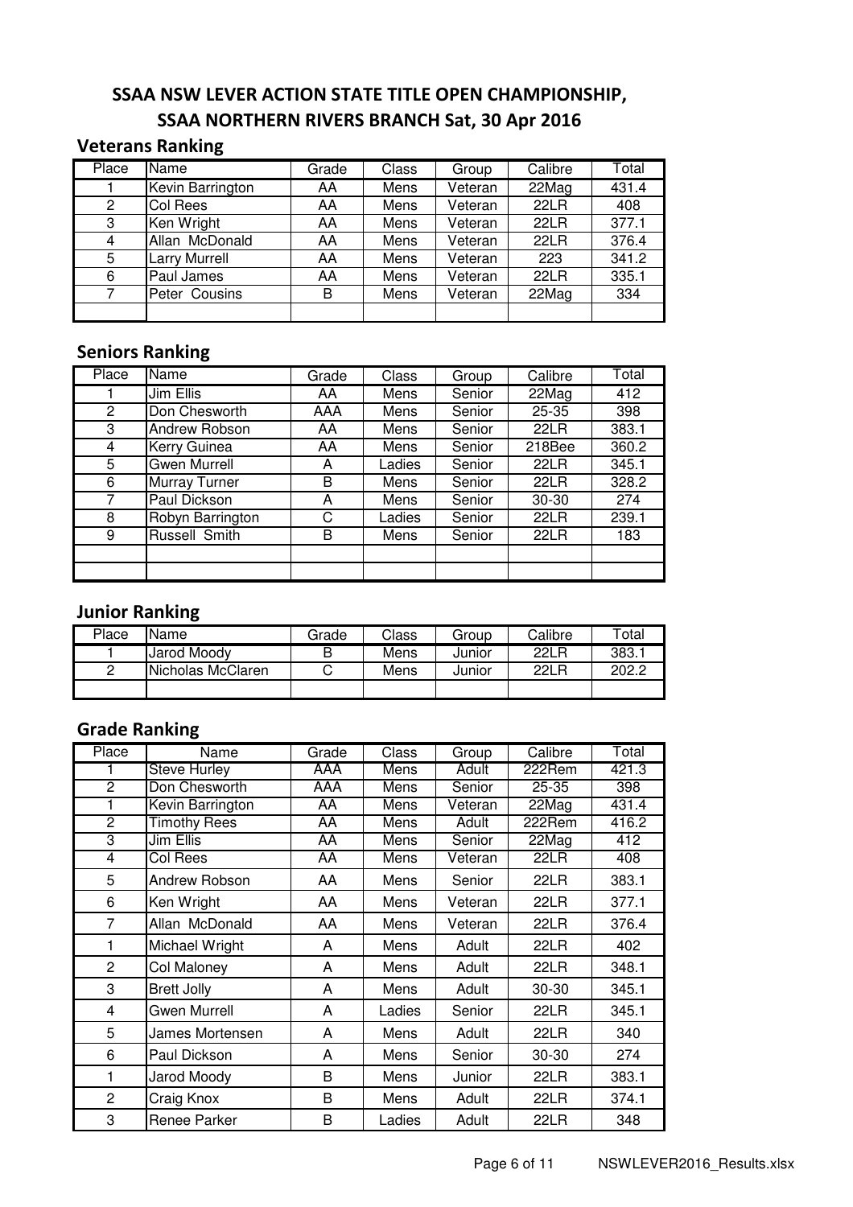# SSAA NSW LEVER ACTION STATE TITLE OPEN CHAMPIONSHIP,

# SSAA NORTHERN RIVERS BRANCH Sat, 30 Apr 2016

## Veterans Ranking

| Place | Name | Grade | Class | Group | Calibre | Total |
|---|---|---|---|---|---|---|
| 1 | Kevin Barrington | AA | Mens | Veteran | 22Mag | 431.4 |
| 2 | Col Rees | AA | Mens | Veteran | 22LR | 408 |
| 3 | Ken Wright | AA | Mens | Veteran | 22LR | 377.1 |
| 4 | Allan McDonald | AA | Mens | Veteran | 22LR | 376.4 |
| 5 | Larry Murrell | AA | Mens | Veteran | 223 | 341.2 |
| 6 | Paul James | AA | Mens | Veteran | 22LR | 335.1 |
| 7 | Peter Cousins | B | Mens | Veteran | 22Mag | 334 |
| | | | | | | |

## Seniors Ranking

| Place | Name | Grade | Class | Group | Calibre | Total |
|---|---|---|---|---|---|---|
| 1 | Jim Ellis | AA | Mens | Senior | 22Mag | 412 |
| 2 | Don Chesworth | AAA | Mens | Senior | 25-35 | 398 |
| 3 | Andrew Robson | AA | Mens | Senior | 22LR | 383.1 |
| 4 | Kerry Guinea | AA | Mens | Senior | 218Bee | 360.2 |
| 5 | Gwen Murrell | A | Ladies | Senior | 22LR | 345.1 |
| 6 | Murray Turner | B | Mens | Senior | 22LR | 328.2 |
| 7 | Paul Dickson | A | Mens | Senior | 30-30 | 274 |
| 8 | Robyn Barrington | C | Ladies | Senior | 22LR | 239.1 |
| 9 | Russell Smith | B | Mens | Senior | 22LR | 183 |
| | | | | | | |
| | | | | | | |

## Junior Ranking

| Place | Name | Grade | Class | Group | Calibre | Total |
|---|---|---|---|---|---|---|
| 1 | Jarod Moody | B | Mens | Junior | 22LR | 383.1 |
| 2 | Nicholas McClaren | C | Mens | Junior | 22LR | 202.2 |
| | | | | | | |

## Grade Ranking

| Place | Name | Grade | Class | Group | Calibre | Total |
|---|---|---|---|---|---|---|
| 1 | Steve Hurley | AAA | Mens | Adult | 222Rem | 421.3 |
| 2 | Don Chesworth | AAA | Mens | Senior | 25-35 | 398 |
| 1 | Kevin Barrington | AA | Mens | Veteran | 22Mag | 431.4 |
| 2 | Timothy Rees | AA | Mens | Adult | 222Rem | 416.2 |
| 3 | Jim Ellis | AA | Mens | Senior | 22Mag | 412 |
| 4 | Col Rees | AA | Mens | Veteran | 22LR | 408 |
| 5 | Andrew Robson | AA | Mens | Senior | 22LR | 383.1 |
| 6 | Ken Wright | AA | Mens | Veteran | 22LR | 377.1 |
| 7 | Allan McDonald | AA | Mens | Veteran | 22LR | 376.4 |
| 1 | Michael Wright | A | Mens | Adult | 22LR | 402 |
| 2 | Col Maloney | A | Mens | Adult | 22LR | 348.1 |
| 3 | Brett Jolly | A | Mens | Adult | 30-30 | 345.1 |
| 4 | Gwen Murrell | A | Ladies | Senior | 22LR | 345.1 |
| 5 | James Mortensen | A | Mens | Adult | 22LR | 340 |
| 6 | Paul Dickson | A | Mens | Senior | 30-30 | 274 |
| 1 | Jarod Moody | B | Mens | Junior | 22LR | 383.1 |
| 2 | Craig Knox | B | Mens | Adult | 22LR | 374.1 |
| 3 | Renee Parker | B | Ladies | Adult | 22LR | 348 |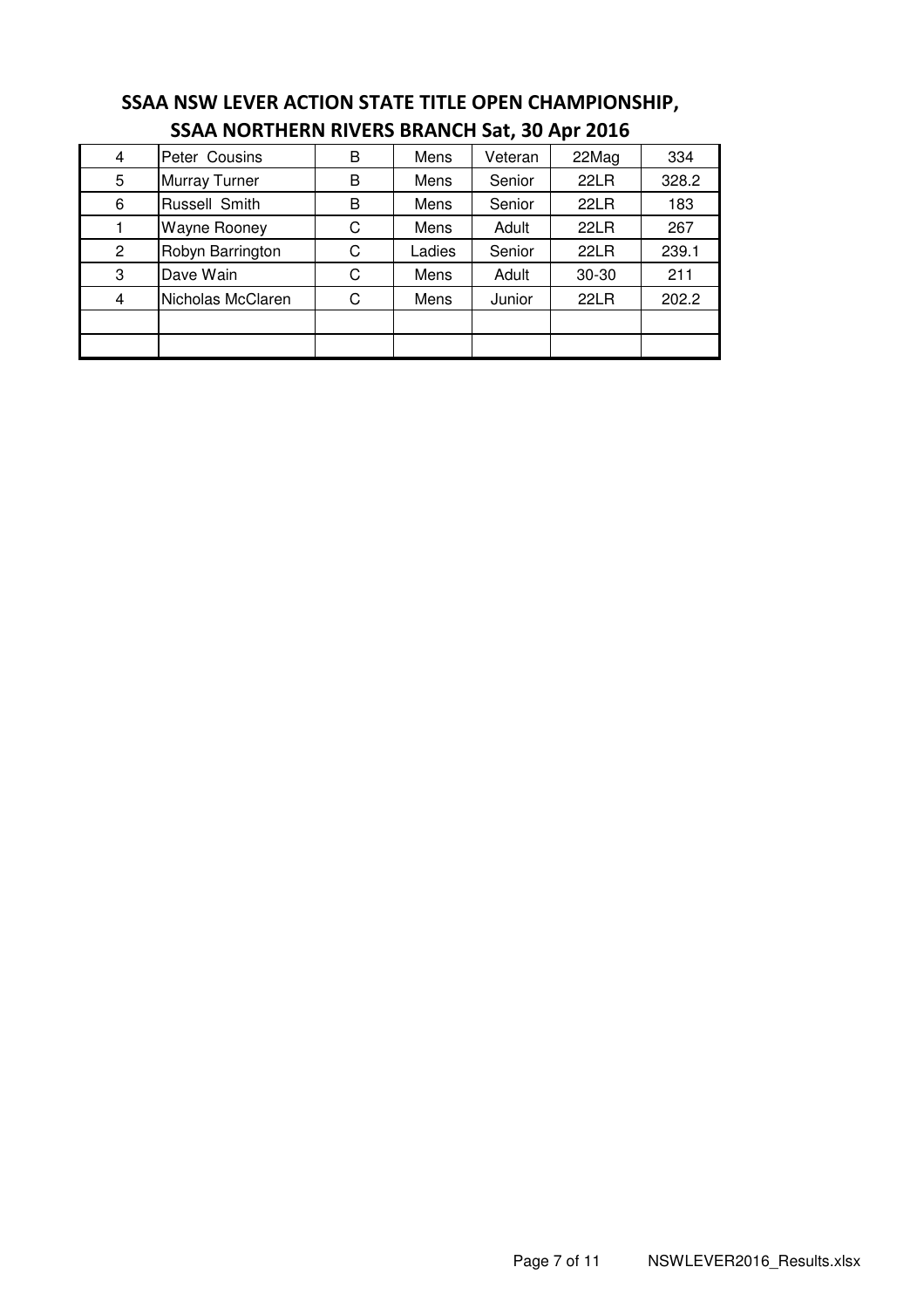## SSAA NSW LEVER ACTION STATE TITLE OPEN CHAMPIONSHIP, SSAA NORTHERN RIVERS BRANCH Sat, 30 Apr 2016

| | | | | | | |
|---|---|---|---|---|---|---|
| 4 | Peter Cousins | B | Mens | Veteran | 22Mag | 334 |
| 5 | Murray Turner | B | Mens | Senior | 22LR | 328.2 |
| 6 | Russell Smith | B | Mens | Senior | 22LR | 183 |
| 1 | Wayne Rooney | C | Mens | Adult | 22LR | 267 |
| 2 | Robyn Barrington | C | Ladies | Senior | 22LR | 239.1 |
| 3 | Dave Wain | C | Mens | Adult | 30-30 | 211 |
| 4 | Nicholas McClaren | C | Mens | Junior | 22LR | 202.2 |
| | | | | | | |
| | | | | | | |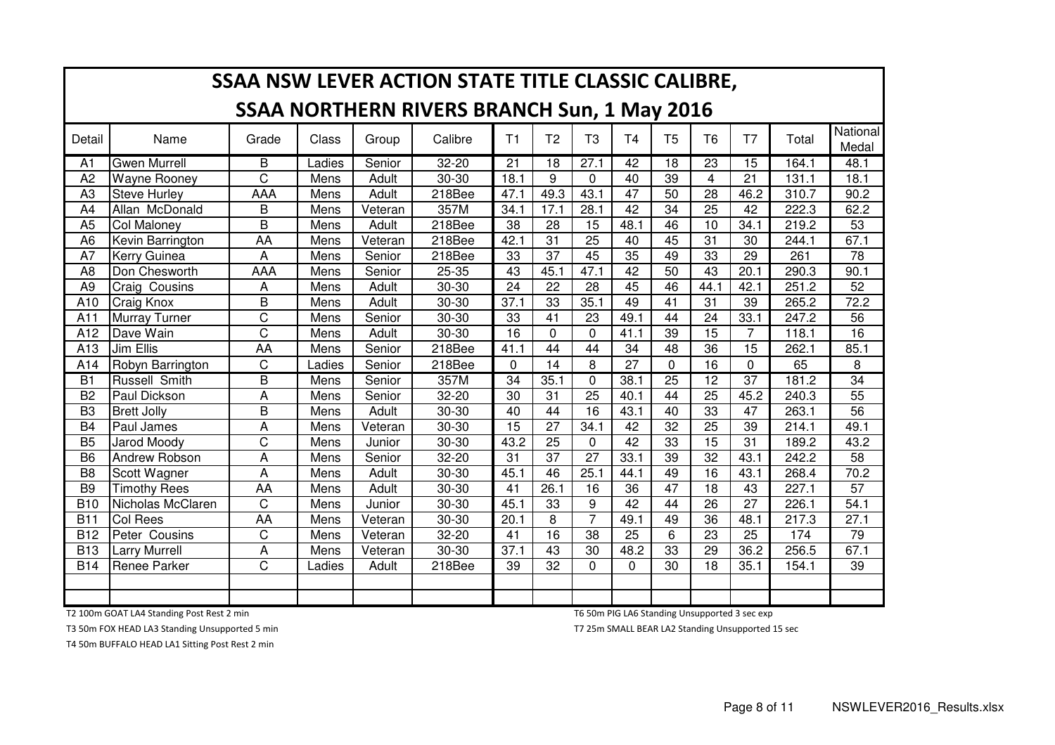# SSAA NSW LEVER ACTION STATE TITLE CLASSIC CALIBRE,

## SSAA NORTHERN RIVERS BRANCH Sun, 1 May 2016

| Detail | Name | Grade | Class | Group | Calibre | T1 | T2 | T3 | T4 | T5 | T6 | T7 | Total | National Medal |
|---|---|---|---|---|---|---|---|---|---|---|---|---|---|---|
| A1 | Gwen Murrell | B | Ladies | Senior | 32-20 | 21 | 18 | 27.1 | 42 | 18 | 23 | 15 | 164.1 | 48.1 |
| A2 | Wayne Rooney | C | Mens | Adult | 30-30 | 18.1 | 9 | 0 | 40 | 39 | 4 | 21 | 131.1 | 18.1 |
| A3 | Steve Hurley | AAA | Mens | Adult | 218Bee | 47.1 | 49.3 | 43.1 | 47 | 50 | 28 | 46.2 | 310.7 | 90.2 |
| A4 | Allan McDonald | B | Mens | Veteran | 357M | 34.1 | 17.1 | 28.1 | 42 | 34 | 25 | 42 | 222.3 | 62.2 |
| A5 | Col Maloney | B | Mens | Adult | 218Bee | 38 | 28 | 15 | 48.1 | 46 | 10 | 34.1 | 219.2 | 53 |
| A6 | Kevin Barrington | AA | Mens | Veteran | 218Bee | 42.1 | 31 | 25 | 40 | 45 | 31 | 30 | 244.1 | 67.1 |
| A7 | Kerry Guinea | A | Mens | Senior | 218Bee | 33 | 37 | 45 | 35 | 49 | 33 | 29 | 261 | 78 |
| A8 | Don Chesworth | AAA | Mens | Senior | 25-35 | 43 | 45.1 | 47.1 | 42 | 50 | 43 | 20.1 | 290.3 | 90.1 |
| A9 | Craig Cousins | A | Mens | Adult | 30-30 | 24 | 22 | 28 | 45 | 46 | 44.1 | 42.1 | 251.2 | 52 |
| A10 | Craig Knox | B | Mens | Adult | 30-30 | 37.1 | 33 | 35.1 | 49 | 41 | 31 | 39 | 265.2 | 72.2 |
| A11 | Murray Turner | C | Mens | Senior | 30-30 | 33 | 41 | 23 | 49.1 | 44 | 24 | 33.1 | 247.2 | 56 |
| A12 | Dave Wain | C | Mens | Adult | 30-30 | 16 | 0 | 0 | 41.1 | 39 | 15 | 7 | 118.1 | 16 |
| A13 | Jim Ellis | AA | Mens | Senior | 218Bee | 41.1 | 44 | 44 | 34 | 48 | 36 | 15 | 262.1 | 85.1 |
| A14 | Robyn Barrington | C | Ladies | Senior | 218Bee | 0 | 14 | 8 | 27 | 0 | 16 | 0 | 65 | 8 |
| B1 | Russell Smith | B | Mens | Senior | 357M | 34 | 35.1 | 0 | 38.1 | 25 | 12 | 37 | 181.2 | 34 |
| B2 | Paul Dickson | A | Mens | Senior | 32-20 | 30 | 31 | 25 | 40.1 | 44 | 25 | 45.2 | 240.3 | 55 |
| B3 | Brett Jolly | B | Mens | Adult | 30-30 | 40 | 44 | 16 | 43.1 | 40 | 33 | 47 | 263.1 | 56 |
| B4 | Paul James | A | Mens | Veteran | 30-30 | 15 | 27 | 34.1 | 42 | 32 | 25 | 39 | 214.1 | 49.1 |
| B5 | Jarod Moody | C | Mens | Junior | 30-30 | 43.2 | 25 | 0 | 42 | 33 | 15 | 31 | 189.2 | 43.2 |
| B6 | Andrew Robson | A | Mens | Senior | 32-20 | 31 | 37 | 27 | 33.1 | 39 | 32 | 43.1 | 242.2 | 58 |
| B8 | Scott Wagner | A | Mens | Adult | 30-30 | 45.1 | 46 | 25.1 | 44.1 | 49 | 16 | 43.1 | 268.4 | 70.2 |
| B9 | Timothy Rees | AA | Mens | Adult | 30-30 | 41 | 26.1 | 16 | 36 | 47 | 18 | 43 | 227.1 | 57 |
| B10 | Nicholas McClaren | C | Mens | Junior | 30-30 | 45.1 | 33 | 9 | 42 | 44 | 26 | 27 | 226.1 | 54.1 |
| B11 | Col Rees | AA | Mens | Veteran | 30-30 | 20.1 | 8 | 7 | 49.1 | 49 | 36 | 48.1 | 217.3 | 27.1 |
| B12 | Peter Cousins | C | Mens | Veteran | 32-20 | 41 | 16 | 38 | 25 | 6 | 23 | 25 | 174 | 79 |
| B13 | Larry Murrell | A | Mens | Veteran | 30-30 | 37.1 | 43 | 30 | 48.2 | 33 | 29 | 36.2 | 256.5 | 67.1 |
| B14 | Renee Parker | C | Ladies | Adult | 218Bee | 39 | 32 | 0 | 0 | 30 | 18 | 35.1 | 154.1 | 39 |
| | | | | | | | | | | | | | | |
| | | | | | | | | | | | | | | |

T2 100m GOAT LA4 Standing Post Rest 2 min

T3 50m FOX HEAD LA3 Standing Unsupported 5 min

T4 50m BUFFALO HEAD LA1 Sitting Post Rest 2 min

T6 50m PIG LA6 Standing Unsupported 3 sec exp

T7 25m SMALL BEAR LA2 Standing Unsupported 15 sec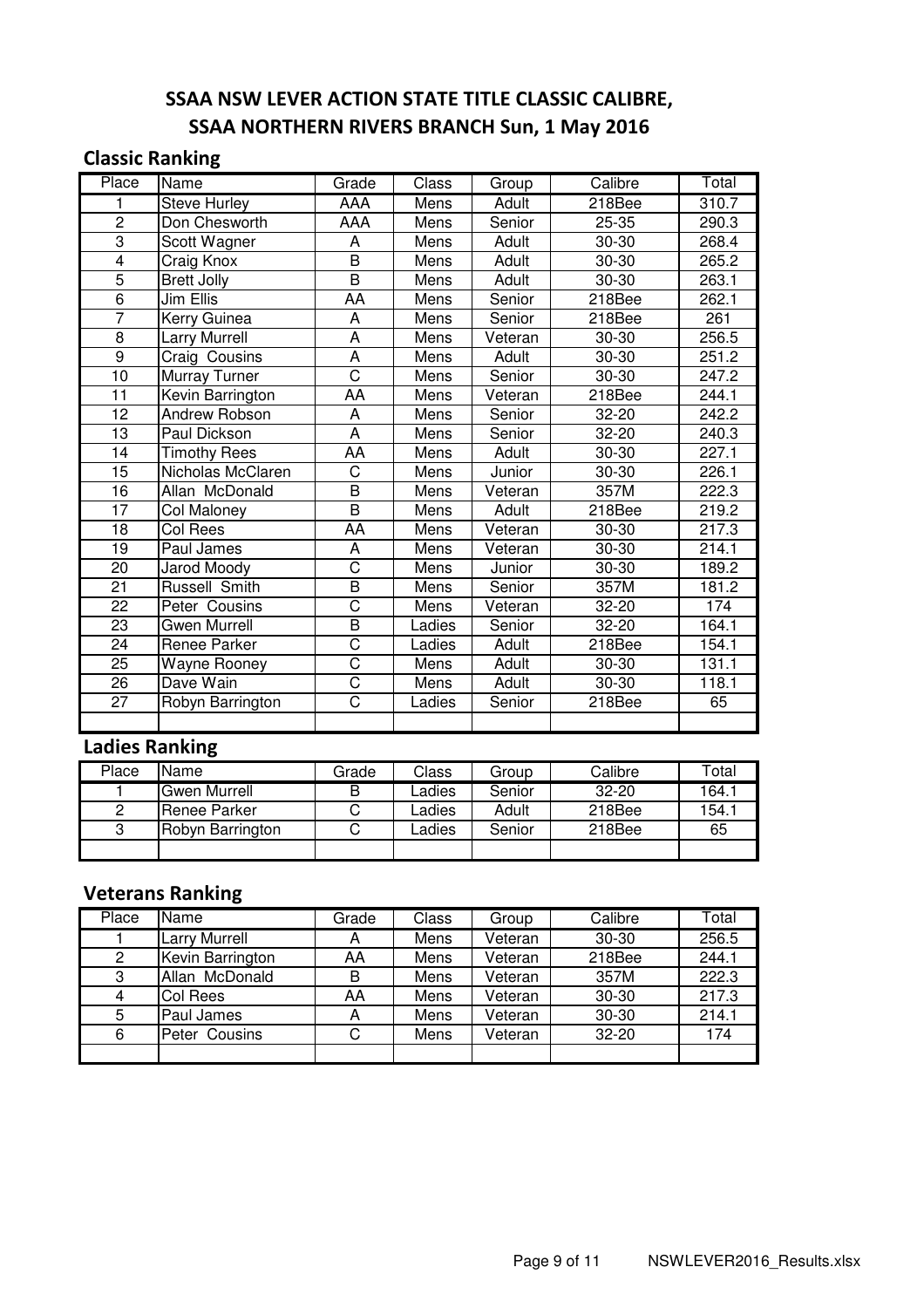# SSAA NSW LEVER ACTION STATE TITLE CLASSIC CALIBRE,
# SSAA NORTHERN RIVERS BRANCH Sun, 1 May 2016

## Classic Ranking

| Place | Name | Grade | Class | Group | Calibre | Total |
|---|---|---|---|---|---|---|
| 1 | Steve Hurley | AAA | Mens | Adult | 218Bee | 310.7 |
| 2 | Don Chesworth | AAA | Mens | Senior | 25-35 | 290.3 |
| 3 | Scott Wagner | A | Mens | Adult | 30-30 | 268.4 |
| 4 | Craig Knox | B | Mens | Adult | 30-30 | 265.2 |
| 5 | Brett Jolly | B | Mens | Adult | 30-30 | 263.1 |
| 6 | Jim Ellis | AA | Mens | Senior | 218Bee | 262.1 |
| 7 | Kerry Guinea | A | Mens | Senior | 218Bee | 261 |
| 8 | Larry Murrell | A | Mens | Veteran | 30-30 | 256.5 |
| 9 | Craig Cousins | A | Mens | Adult | 30-30 | 251.2 |
| 10 | Murray Turner | C | Mens | Senior | 30-30 | 247.2 |
| 11 | Kevin Barrington | AA | Mens | Veteran | 218Bee | 244.1 |
| 12 | Andrew Robson | A | Mens | Senior | 32-20 | 242.2 |
| 13 | Paul Dickson | A | Mens | Senior | 32-20 | 240.3 |
| 14 | Timothy Rees | AA | Mens | Adult | 30-30 | 227.1 |
| 15 | Nicholas McClaren | C | Mens | Junior | 30-30 | 226.1 |
| 16 | Allan McDonald | B | Mens | Veteran | 357M | 222.3 |
| 17 | Col Maloney | B | Mens | Adult | 218Bee | 219.2 |
| 18 | Col Rees | AA | Mens | Veteran | 30-30 | 217.3 |
| 19 | Paul James | A | Mens | Veteran | 30-30 | 214.1 |
| 20 | Jarod Moody | C | Mens | Junior | 30-30 | 189.2 |
| 21 | Russell Smith | B | Mens | Senior | 357M | 181.2 |
| 22 | Peter Cousins | C | Mens | Veteran | 32-20 | 174 |
| 23 | Gwen Murrell | B | Ladies | Senior | 32-20 | 164.1 |
| 24 | Renee Parker | C | Ladies | Adult | 218Bee | 154.1 |
| 25 | Wayne Rooney | C | Mens | Adult | 30-30 | 131.1 |
| 26 | Dave Wain | C | Mens | Adult | 30-30 | 118.1 |
| 27 | Robyn Barrington | C | Ladies | Senior | 218Bee | 65 |
| | | | | | | |

## Ladies Ranking

| Place | Name | Grade | Class | Group | Calibre | Total |
|---|---|---|---|---|---|---|
| 1 | Gwen Murrell | B | Ladies | Senior | 32-20 | 164.1 |
| 2 | Renee Parker | C | Ladies | Adult | 218Bee | 154.1 |
| 3 | Robyn Barrington | C | Ladies | Senior | 218Bee | 65 |
| | | | | | | |

## Veterans Ranking

| Place | Name | Grade | Class | Group | Calibre | Total |
|---|---|---|---|---|---|---|
| 1 | Larry Murrell | A | Mens | Veteran | 30-30 | 256.5 |
| 2 | Kevin Barrington | AA | Mens | Veteran | 218Bee | 244.1 |
| 3 | Allan McDonald | B | Mens | Veteran | 357M | 222.3 |
| 4 | Col Rees | AA | Mens | Veteran | 30-30 | 217.3 |
| 5 | Paul James | A | Mens | Veteran | 30-30 | 214.1 |
| 6 | Peter Cousins | C | Mens | Veteran | 32-20 | 174 |
| | | | | | | |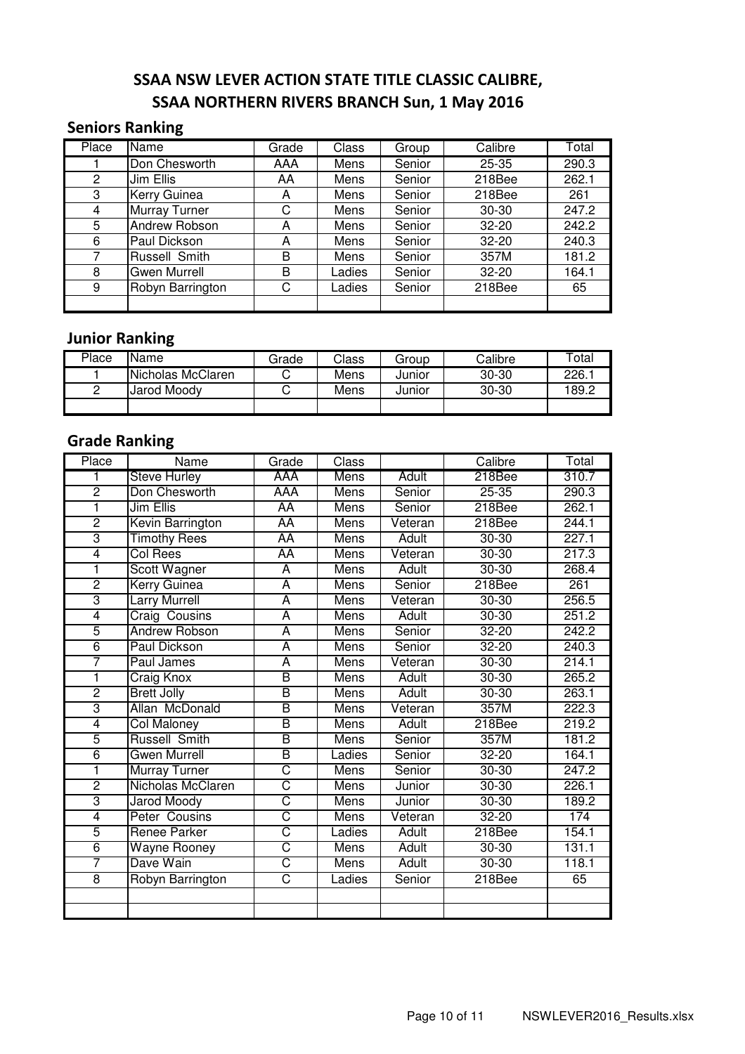# SSAA NSW LEVER ACTION STATE TITLE CLASSIC CALIBRE, SSAA NORTHERN RIVERS BRANCH Sun, 1 May 2016

## Seniors Ranking

| Place | Name | Grade | Class | Group | Calibre | Total |
|---|---|---|---|---|---|---|
| 1 | Don Chesworth | AAA | Mens | Senior | 25-35 | 290.3 |
| 2 | Jim Ellis | AA | Mens | Senior | 218Bee | 262.1 |
| 3 | Kerry Guinea | A | Mens | Senior | 218Bee | 261 |
| 4 | Murray Turner | C | Mens | Senior | 30-30 | 247.2 |
| 5 | Andrew Robson | A | Mens | Senior | 32-20 | 242.2 |
| 6 | Paul Dickson | A | Mens | Senior | 32-20 | 240.3 |
| 7 | Russell Smith | B | Mens | Senior | 357M | 181.2 |
| 8 | Gwen Murrell | B | Ladies | Senior | 32-20 | 164.1 |
| 9 | Robyn Barrington | C | Ladies | Senior | 218Bee | 65 |
| | | | | | | |

## Junior Ranking

| Place | Name | Grade | Class | Group | Calibre | Total |
|---|---|---|---|---|---|---|
| 1 | Nicholas McClaren | C | Mens | Junior | 30-30 | 226.1 |
| 2 | Jarod Moody | C | Mens | Junior | 30-30 | 189.2 |
| | | | | | | |

## Grade Ranking

| Place | Name | Grade | Class | | Calibre | Total |
|---|---|---|---|---|---|---|
| 1 | Steve Hurley | AAA | Mens | Adult | 218Bee | 310.7 |
| 2 | Don Chesworth | AAA | Mens | Senior | 25-35 | 290.3 |
| 1 | Jim Ellis | AA | Mens | Senior | 218Bee | 262.1 |
| 2 | Kevin Barrington | AA | Mens | Veteran | 218Bee | 244.1 |
| 3 | Timothy Rees | AA | Mens | Adult | 30-30 | 227.1 |
| 4 | Col Rees | AA | Mens | Veteran | 30-30 | 217.3 |
| 1 | Scott Wagner | A | Mens | Adult | 30-30 | 268.4 |
| 2 | Kerry Guinea | A | Mens | Senior | 218Bee | 261 |
| 3 | Larry Murrell | A | Mens | Veteran | 30-30 | 256.5 |
| 4 | Craig Cousins | A | Mens | Adult | 30-30 | 251.2 |
| 5 | Andrew Robson | A | Mens | Senior | 32-20 | 242.2 |
| 6 | Paul Dickson | A | Mens | Senior | 32-20 | 240.3 |
| 7 | Paul James | A | Mens | Veteran | 30-30 | 214.1 |
| 1 | Craig Knox | B | Mens | Adult | 30-30 | 265.2 |
| 2 | Brett Jolly | B | Mens | Adult | 30-30 | 263.1 |
| 3 | Allan McDonald | B | Mens | Veteran | 357M | 222.3 |
| 4 | Col Maloney | B | Mens | Adult | 218Bee | 219.2 |
| 5 | Russell Smith | B | Mens | Senior | 357M | 181.2 |
| 6 | Gwen Murrell | B | Ladies | Senior | 32-20 | 164.1 |
| 1 | Murray Turner | C | Mens | Senior | 30-30 | 247.2 |
| 2 | Nicholas McClaren | C | Mens | Junior | 30-30 | 226.1 |
| 3 | Jarod Moody | C | Mens | Junior | 30-30 | 189.2 |
| 4 | Peter Cousins | C | Mens | Veteran | 32-20 | 174 |
| 5 | Renee Parker | C | Ladies | Adult | 218Bee | 154.1 |
| 6 | Wayne Rooney | C | Mens | Adult | 30-30 | 131.1 |
| 7 | Dave Wain | C | Mens | Adult | 30-30 | 118.1 |
| 8 | Robyn Barrington | C | Ladies | Senior | 218Bee | 65 |
| | | | | | | |
| | | | | | | |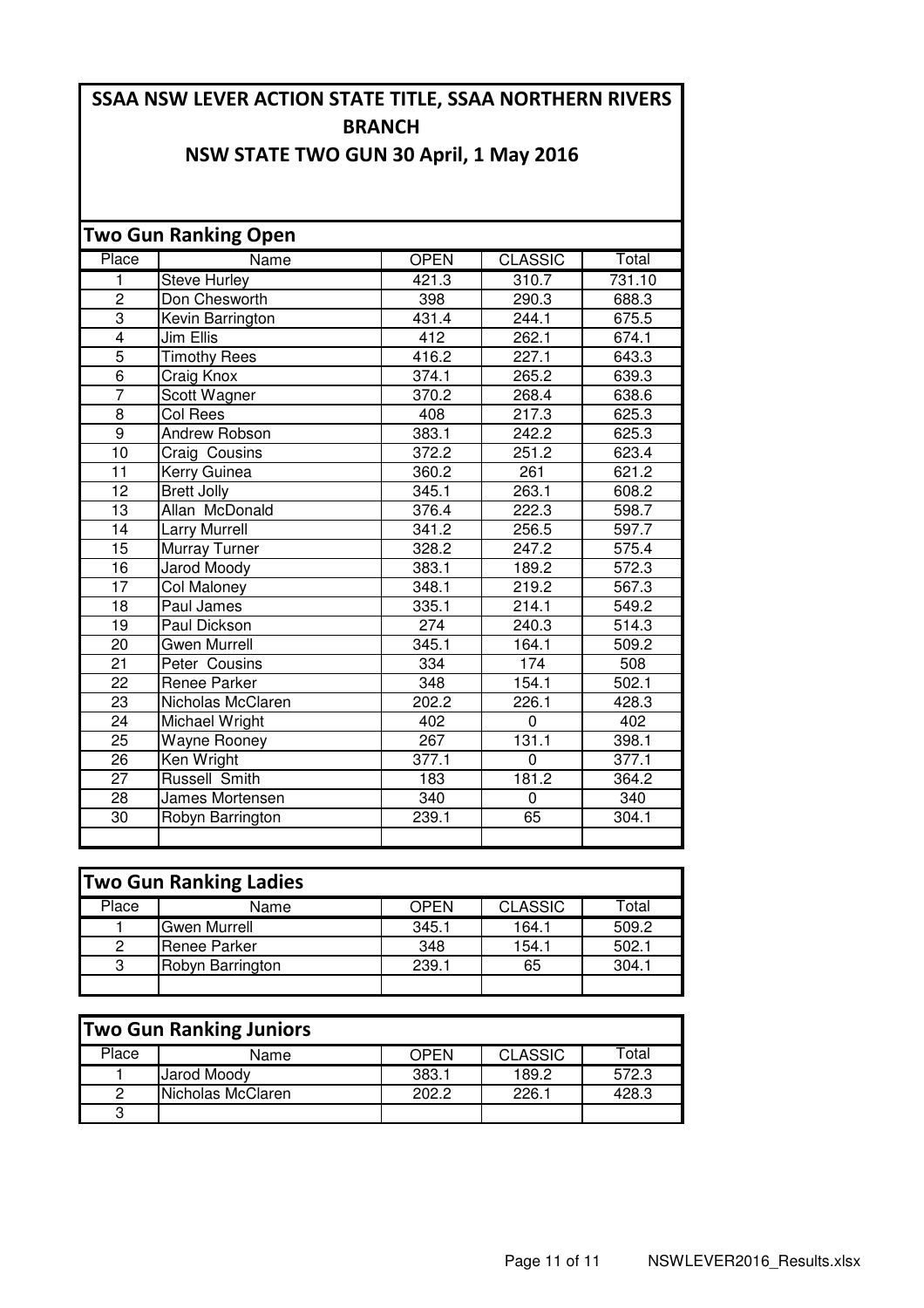# SSAA NSW LEVER ACTION STATE TITLE, SSAA NORTHERN RIVERS BRANCH

## NSW STATE TWO GUN 30 April, 1 May 2016

### Two Gun Ranking Open

| Place | Name | OPEN | CLASSIC | Total |
|---|---|---|---|---|
| 1 | Steve Hurley | 421.3 | 310.7 | 731.10 |
| 2 | Don Chesworth | 398 | 290.3 | 688.3 |
| 3 | Kevin Barrington | 431.4 | 244.1 | 675.5 |
| 4 | Jim Ellis | 412 | 262.1 | 674.1 |
| 5 | Timothy Rees | 416.2 | 227.1 | 643.3 |
| 6 | Craig Knox | 374.1 | 265.2 | 639.3 |
| 7 | Scott Wagner | 370.2 | 268.4 | 638.6 |
| 8 | Col Rees | 408 | 217.3 | 625.3 |
| 9 | Andrew Robson | 383.1 | 242.2 | 625.3 |
| 10 | Craig Cousins | 372.2 | 251.2 | 623.4 |
| 11 | Kerry Guinea | 360.2 | 261 | 621.2 |
| 12 | Brett Jolly | 345.1 | 263.1 | 608.2 |
| 13 | Allan McDonald | 376.4 | 222.3 | 598.7 |
| 14 | Larry Murrell | 341.2 | 256.5 | 597.7 |
| 15 | Murray Turner | 328.2 | 247.2 | 575.4 |
| 16 | Jarod Moody | 383.1 | 189.2 | 572.3 |
| 17 | Col Maloney | 348.1 | 219.2 | 567.3 |
| 18 | Paul James | 335.1 | 214.1 | 549.2 |
| 19 | Paul Dickson | 274 | 240.3 | 514.3 |
| 20 | Gwen Murrell | 345.1 | 164.1 | 509.2 |
| 21 | Peter Cousins | 334 | 174 | 508 |
| 22 | Renee Parker | 348 | 154.1 | 502.1 |
| 23 | Nicholas McClaren | 202.2 | 226.1 | 428.3 |
| 24 | Michael Wright | 402 | 0 | 402 |
| 25 | Wayne Rooney | 267 | 131.1 | 398.1 |
| 26 | Ken Wright | 377.1 | 0 | 377.1 |
| 27 | Russell Smith | 183 | 181.2 | 364.2 |
| 28 | James Mortensen | 340 | 0 | 340 |
| 30 | Robyn Barrington | 239.1 | 65 | 304.1 |
| | | | | |

### Two Gun Ranking Ladies

| Place | Name | OPEN | CLASSIC | Total |
|---|---|---|---|---|
| 1 | Gwen Murrell | 345.1 | 164.1 | 509.2 |
| 2 | Renee Parker | 348 | 154.1 | 502.1 |
| 3 | Robyn Barrington | 239.1 | 65 | 304.1 |
| | | | | |

### Two Gun Ranking Juniors

| Place | Name | OPEN | CLASSIC | Total |
|---|---|---|---|---|
| 1 | Jarod Moody | 383.1 | 189.2 | 572.3 |
| 2 | Nicholas McClaren | 202.2 | 226.1 | 428.3 |
| 3 | | | | |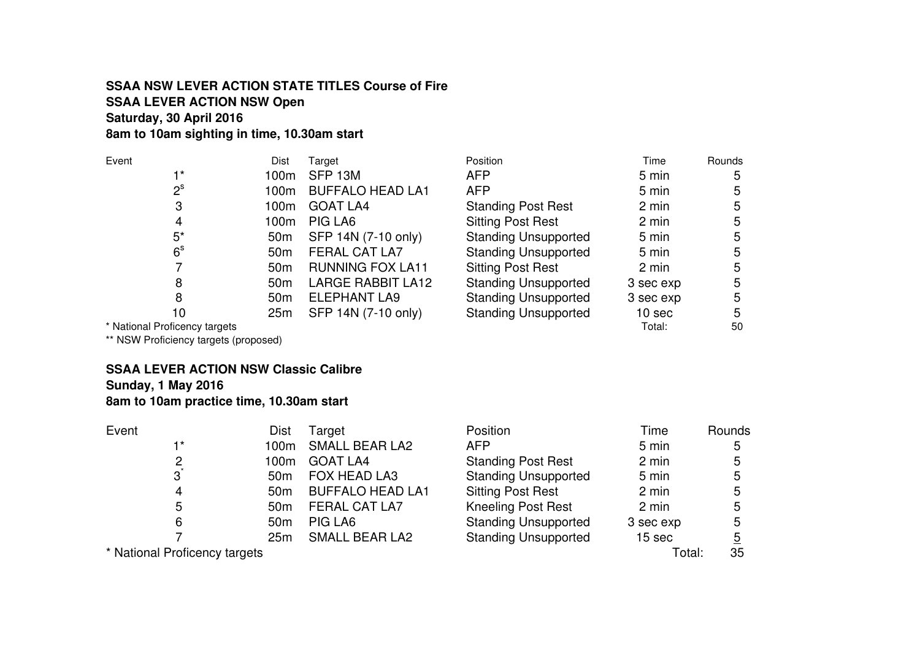**SSAA NSW LEVER ACTION STATE TITLES Course of Fire**
**SSAA LEVER ACTION NSW Open**
**Saturday, 30 April 2016**
**8am to 10am sighting in time, 10.30am start**

| Event | Dist | Target | Position | Time | Rounds |
|---|---|---|---|---|---|
| 1* | 100m | SFP 13M | AFP | 5 min | 5 |
| 2[s] | 100m | BUFFALO HEAD LA1 | AFP | 5 min | 5 |
| 3 | 100m | GOAT LA4 | Standing Post Rest | 2 min | 5 |
| 4 | 100m | PIG LA6 | Sitting Post Rest | 2 min | 5 |
| 5* | 50m | SFP 14N (7-10 only) | Standing Unsupported | 5 min | 5 |
| 6[s] | 50m | FERAL CAT LA7 | Standing Unsupported | 5 min | 5 |
| 7 | 50m | RUNNING FOX LA11 | Sitting Post Rest | 2 min | 5 |
| 8 | 50m | LARGE RABBIT LA12 | Standing Unsupported | 3 sec exp | 5 |
| 8 | 50m | ELEPHANT LA9 | Standing Unsupported | 3 sec exp | 5 |
| 10 | 25m | SFP 14N (7-10 only) | Standing Unsupported | 10 sec | 5 |
| | | | | Total: | 50 |

\* National Proficency targets
\*\* NSW Proficiency targets (proposed)

**SSAA LEVER ACTION NSW Classic Calibre**
**Sunday, 1 May 2016**
**8am to 10am practice time, 10.30am start**

| Event | Dist | Target | Position | Time | Rounds |
|---|---|---|---|---|---|
| 1* | 100m | SMALL BEAR LA2 | AFP | 5 min | 5 |
| 2 | 100m | GOAT LA4 | Standing Post Rest | 2 min | 5 |
| 3* | 50m | FOX HEAD LA3 | Standing Unsupported | 5 min | 5 |
| 4 | 50m | BUFFALO HEAD LA1 | Sitting Post Rest | 2 min | 5 |
| 5 | 50m | FERAL CAT LA7 | Kneeling Post Rest | 2 min | 5 |
| 6 | 50m | PIG LA6 | Standing Unsupported | 3 sec exp | 5 |
| 7 | 25m | SMALL BEAR LA2 | Standing Unsupported | 15 sec | 5 |
| | | | | Total: | 35 |

\* National Proficency targets